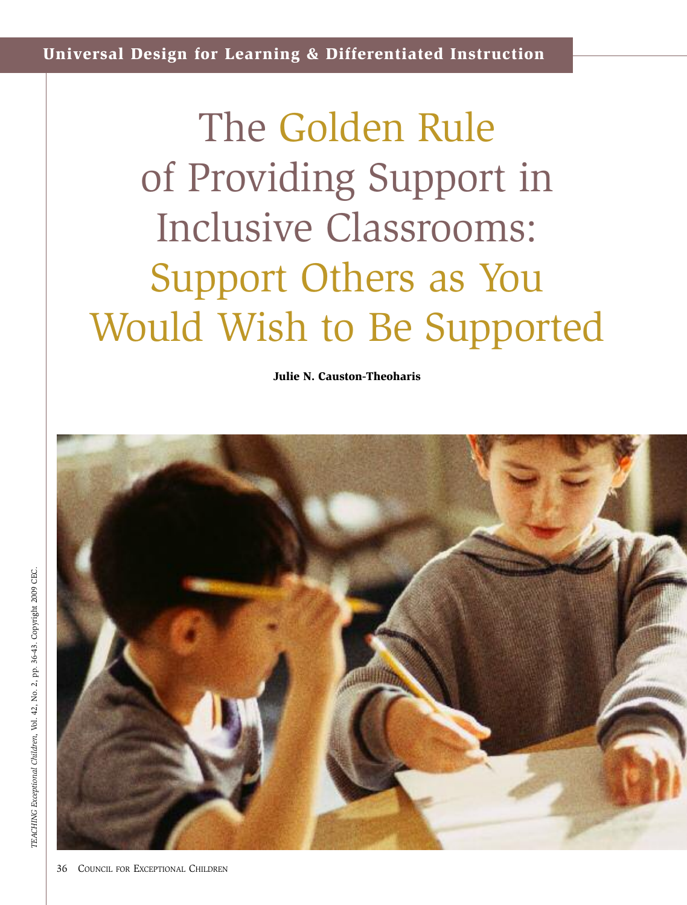**Universal Design for Learning & Differentiated Instruction**

# The Golden Rule of Providing Support in Inclusive Classrooms: Support Others as You Would Wish to Be Supported

**Julie N. Causton-Theoharis**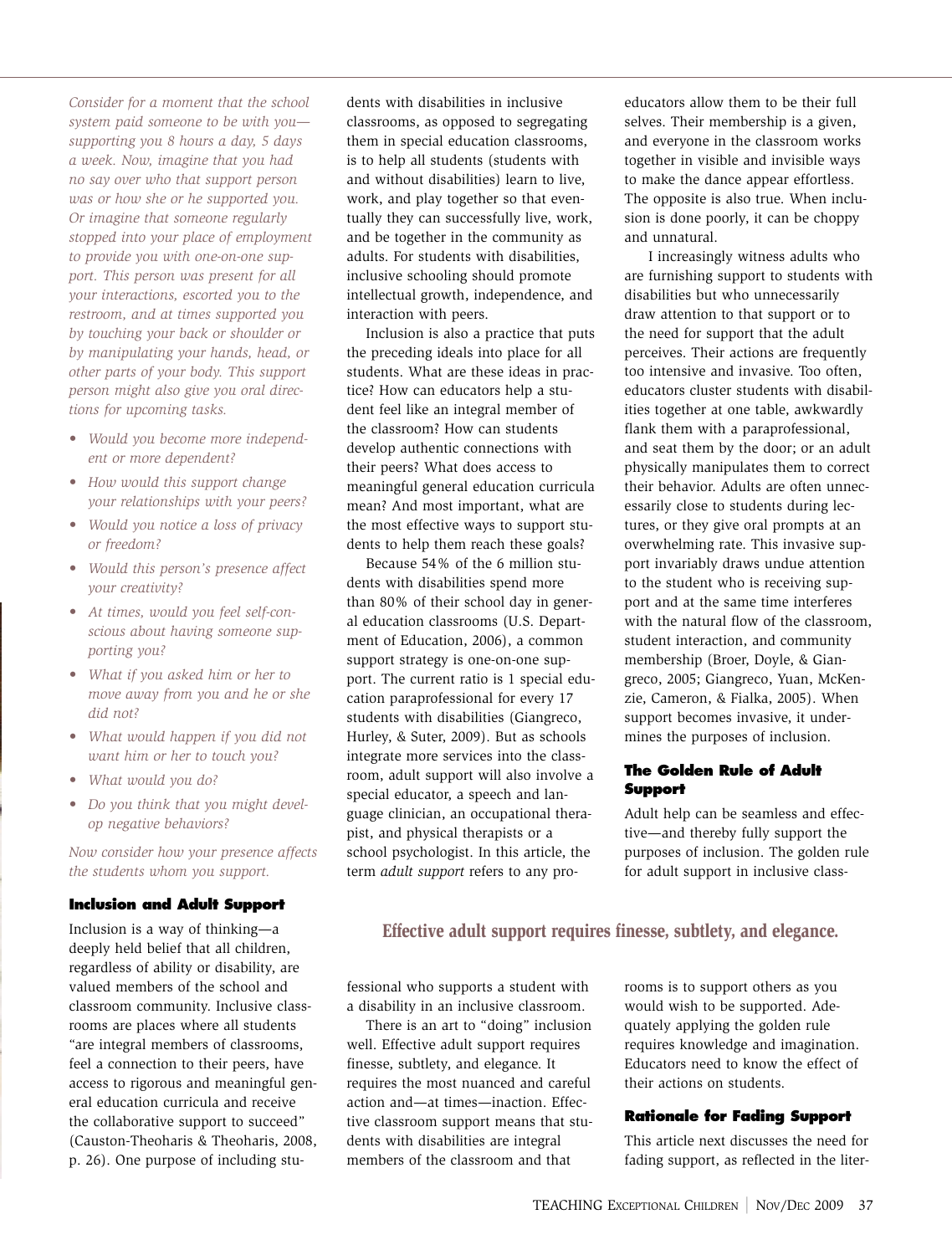*Consider for a moment that the school system paid someone to be with you—supporting you 8 hours a day, 5 days a week. Now, imagine that you had no say over who that support person was or how she or he supported you. Or imagine that someone regularly stopped into your place of employment to provide you with one-on-one support. This person was present for all your interactions, escorted you to the restroom, and at times supported you by touching your back or shoulder or by manipulating your hands, head, or other parts of your body. This support person might also give you oral directions for upcoming tasks.*

- *Would you become more independent or more dependent?*
- *How would this support change your relationships with your peers?*
- *Would you notice a loss of privacy or freedom?*
- *Would this person's presence affect your creativity?*
- *At times, would you feel self-conscious about having someone supporting you?*
- *What if you asked him or her to move away from you and he or she did not?*
- *What would happen if you did not want him or her to touch you?*
- *What would you do?*
- *Do you think that you might develop negative behaviors?*

*Now consider how your presence affects the students whom you support.*

### Inclusion and Adult Support

Inclusion is a way of thinking—a deeply held belief that all children, regardless of ability or disability, are valued members of the school and classroom community. Inclusive classrooms are places where all students "are integral members of classrooms, feel a connection to their peers, have access to rigorous and meaningful general education curricula and receive the collaborative support to succeed" (Causton-Theoharis & Theoharis, 2008, p. 26). One purpose of including students with disabilities in inclusive classrooms, as opposed to segregating them in special education classrooms, is to help all students (students with and without disabilities) learn to live, work, and play together so that eventually they can successfully live, work, and be together in the community as adults. For students with disabilities, inclusive schooling should promote intellectual growth, independence, and interaction with peers.

Inclusion is also a practice that puts the preceding ideals into place for all students. What are these ideas in practice? How can educators help a student feel like an integral member of the classroom? How can students develop authentic connections with their peers? What does access to meaningful general education curricula mean? And most important, what are the most effective ways to support students to help them reach these goals?

Because 54% of the 6 million students with disabilities spend more than 80% of their school day in general education classrooms (U.S. Department of Education, 2006), a common support strategy is one-on-one support. The current ratio is 1 special education paraprofessional for every 17 students with disabilities (Giangreco, Hurley, & Suter, 2009). But as schools integrate more services into the classroom, adult support will also involve a special educator, a speech and language clinician, an occupational therapist, and physical therapists or a school psychologist. In this article, the term *adult support* refers to any professional who supports a student with a disability in an inclusive classroom.

**Effective adult support requires finesse, subtlety, and elegance.**

There is an art to "doing" inclusion well. Effective adult support requires finesse, subtlety, and elegance. It requires the most nuanced and careful action and—at times—inaction. Effective classroom support means that students with disabilities are integral members of the classroom and that educators allow them to be their full selves. Their membership is a given, and everyone in the classroom works together in visible and invisible ways to make the dance appear effortless. The opposite is also true. When inclusion is done poorly, it can be choppy and unnatural.

I increasingly witness adults who are furnishing support to students with disabilities but who unnecessarily draw attention to that support or to the need for support that the adult perceives. Their actions are frequently too intensive and invasive. Too often, educators cluster students with disabilities together at one table, awkwardly flank them with a paraprofessional, and seat them by the door; or an adult physically manipulates them to correct their behavior. Adults are often unnecessarily close to students during lectures, or they give oral prompts at an overwhelming rate. This invasive support invariably draws undue attention to the student who is receiving support and at the same time interferes with the natural flow of the classroom, student interaction, and community membership (Broer, Doyle, & Giangreco, 2005; Giangreco, Yuan, McKenzie, Cameron, & Fialka, 2005). When support becomes invasive, it undermines the purposes of inclusion.

### The Golden Rule of Adult Support

Adult help can be seamless and effective—and thereby fully support the purposes of inclusion. The golden rule for adult support in inclusive classrooms is to support others as you would wish to be supported. Adequately applying the golden rule requires knowledge and imagination. Educators need to know the effect of their actions on students.

### Rationale for Fading Support

This article next discusses the need for fading support, as reflected in the liter-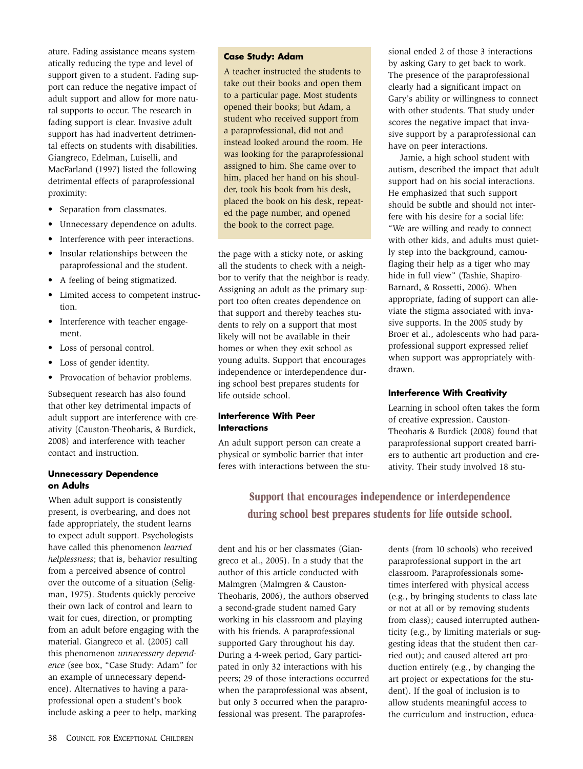ature. Fading assistance means systematically reducing the type and level of support given to a student. Fading support can reduce the negative impact of adult support and allow for more natural supports to occur. The research in fading support is clear. Invasive adult support has had inadvertent detrimental effects on students with disabilities. Giangreco, Edelman, Luiselli, and MacFarland (1997) listed the following detrimental effects of paraprofessional proximity:

- Separation from classmates.
- Unnecessary dependence on adults.
- Interference with peer interactions.
- Insular relationships between the paraprofessional and the student.
- A feeling of being stigmatized.
- Limited access to competent instruction.
- Interference with teacher engagement.
- Loss of personal control.
- Loss of gender identity.
- Provocation of behavior problems.

Subsequent research has also found that other key detrimental impacts of adult support are interference with creativity (Causton-Theoharis, & Burdick, 2008) and interference with teacher contact and instruction.

### Unnecessary Dependence on Adults

When adult support is consistently present, is overbearing, and does not fade appropriately, the student learns to expect adult support. Psychologists have called this phenomenon *learned helplessness*; that is, behavior resulting from a perceived absence of control over the outcome of a situation (Seligman, 1975). Students quickly perceive their own lack of control and learn to wait for cues, direction, or prompting from an adult before engaging with the material. Giangreco et al. (2005) call this phenomenon *unnecessary dependence* (see box, "Case Study: Adam" for an example of unnecessary dependence). Alternatives to having a paraprofessional open a student's book include asking a peer to help, marking the page with a sticky note, or asking all the students to check with a neighbor to verify that the neighbor is ready. Assigning an adult as the primary support too often creates dependence on that support and thereby teaches students to rely on a support that most likely will not be available in their homes or when they exit school as young adults. Support that encourages independence or interdependence during school best prepares students for life outside school.

> **Case Study: Adam**
>
> A teacher instructed the students to take out their books and open them to a particular page. Most students opened their books; but Adam, a student who received support from a paraprofessional, did not and instead looked around the room. He was looking for the paraprofessional assigned to him. She came over to him, placed her hand on his shoulder, took his book from his desk, placed the book on his desk, repeated the page number, and opened the book to the correct page.

### Interference With Peer Interactions

An adult support person can create a physical or symbolic barrier that interferes with interactions between the student and his or her classmates (Giangreco et al., 2005). In a study that the author of this article conducted with Malmgren (Malmgren & Causton-Theoharis, 2006), the authors observed a second-grade student named Gary working in his classroom and playing with his friends. A paraprofessional supported Gary throughout his day. During a 4-week period, Gary participated in only 32 interactions with his peers; 29 of those interactions occurred when the paraprofessional was absent, but only 3 occurred when the paraprofessional was present. The paraprofessional ended 2 of those 3 interactions by asking Gary to get back to work. The presence of the paraprofessional clearly had a significant impact on Gary's ability or willingness to connect with other students. That study underscores the negative impact that invasive support by a paraprofessional can have on peer interactions.

Jamie, a high school student with autism, described the impact that adult support had on his social interactions. He emphasized that such support should be subtle and should not interfere with his desire for a social life: "We are willing and ready to connect with other kids, and adults must quietly step into the background, camouflaging their help as a tiger who may hide in full view" (Tashie, Shapiro-Barnard, & Rossetti, 2006). When appropriate, fading of support can alleviate the stigma associated with invasive supports. In the 2005 study by Broer et al., adolescents who had paraprofessional support expressed relief when support was appropriately withdrawn.

**Support that encourages independence or interdependence during school best prepares students for life outside school.**

### Interference With Creativity

Learning in school often takes the form of creative expression. Causton-Theoharis & Burdick (2008) found that paraprofessional support created barriers to authentic art production and creativity. Their study involved 18 students (from 10 schools) who received paraprofessional support in the art classroom. Paraprofessionals sometimes interfered with physical access (e.g., by bringing students to class late or not at all or by removing students from class); caused interrupted authenticity (e.g., by limiting materials or suggesting ideas that the student then carried out); and caused altered art production entirely (e.g., by changing the art project or expectations for the student). If the goal of inclusion is to allow students meaningful access to the curriculum and instruction, educa-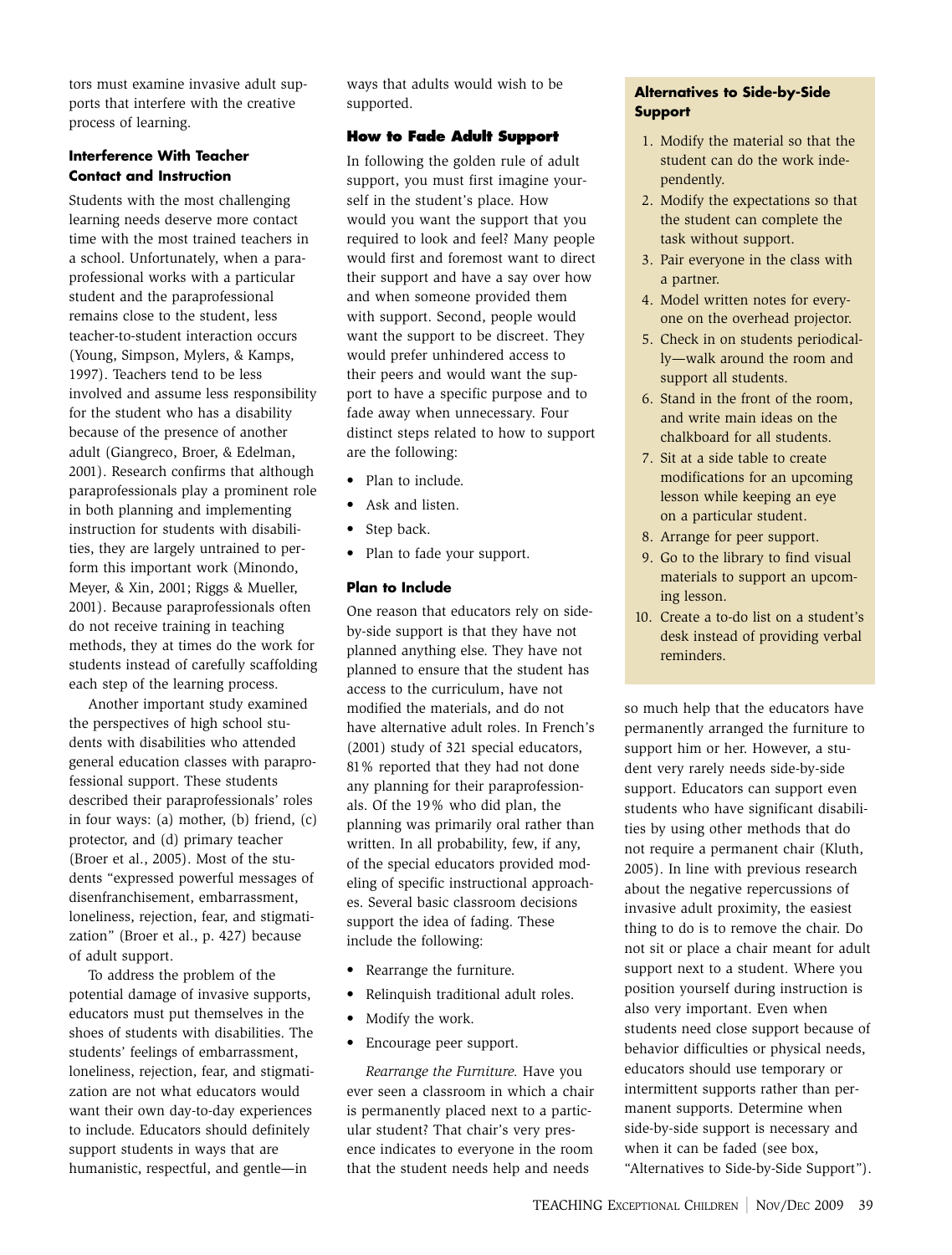tors must examine invasive adult supports that interfere with the creative process of learning.

### Interference With Teacher Contact and Instruction

Students with the most challenging learning needs deserve more contact time with the most trained teachers in a school. Unfortunately, when a paraprofessional works with a particular student and the paraprofessional remains close to the student, less teacher-to-student interaction occurs (Young, Simpson, Mylers, & Kamps, 1997). Teachers tend to be less involved and assume less responsibility for the student who has a disability because of the presence of another adult (Giangreco, Broer, & Edelman, 2001). Research confirms that although paraprofessionals play a prominent role in both planning and implementing instruction for students with disabilities, they are largely untrained to perform this important work (Minondo, Meyer, & Xin, 2001; Riggs & Mueller, 2001). Because paraprofessionals often do not receive training in teaching methods, they at times do the work for students instead of carefully scaffolding each step of the learning process.

Another important study examined the perspectives of high school students with disabilities who attended general education classes with paraprofessional support. These students described their paraprofessionals' roles in four ways: (a) mother, (b) friend, (c) protector, and (d) primary teacher (Broer et al., 2005). Most of the students "expressed powerful messages of disenfranchisement, embarrassment, loneliness, rejection, fear, and stigmatization" (Broer et al., p. 427) because of adult support.

To address the problem of the potential damage of invasive supports, educators must put themselves in the shoes of students with disabilities. The students' feelings of embarrassment, loneliness, rejection, fear, and stigmatization are not what educators would want their own day-to-day experiences to include. Educators should definitely support students in ways that are humanistic, respectful, and gentle—in ways that adults would wish to be supported.

## How to Fade Adult Support

In following the golden rule of adult support, you must first imagine yourself in the student's place. How would you want the support that you required to look and feel? Many people would first and foremost want to direct their support and have a say over how and when someone provided them with support. Second, people would want the support to be discreet. They would prefer unhindered access to their peers and would want the support to have a specific purpose and to fade away when unnecessary. Four distinct steps related to how to support are the following:

- Plan to include.
- Ask and listen.
- Step back.
- Plan to fade your support.

### Plan to Include

One reason that educators rely on side-by-side support is that they have not planned anything else. They have not planned to ensure that the student has access to the curriculum, have not modified the materials, and do not have alternative adult roles. In French's (2001) study of 321 special educators, 81% reported that they had not done any planning for their paraprofessionals. Of the 19% who did plan, the planning was primarily oral rather than written. In all probability, few, if any, of the special educators provided modeling of specific instructional approaches. Several basic classroom decisions support the idea of fading. These include the following:

- Rearrange the furniture.
- Relinquish traditional adult roles.
- Modify the work.
- Encourage peer support.

*Rearrange the Furniture.* Have you ever seen a classroom in which a chair is permanently placed next to a particular student? That chair's very presence indicates to everyone in the room that the student needs help and needs so much help that the educators have permanently arranged the furniture to support him or her. However, a student very rarely needs side-by-side support. Educators can support even students who have significant disabilities by using other methods that do not require a permanent chair (Kluth, 2005). In line with previous research about the negative repercussions of invasive adult proximity, the easiest thing to do is to remove the chair. Do not sit or place a chair meant for adult support next to a student. Where you position yourself during instruction is also very important. Even when students need close support because of behavior difficulties or physical needs, educators should use temporary or intermittent supports rather than permanent supports. Determine when side-by-side support is necessary and when it can be faded (see box, "Alternatives to Side-by-Side Support").

### Alternatives to Side-by-Side Support

1. Modify the material so that the student can do the work independently.
2. Modify the expectations so that the student can complete the task without support.
3. Pair everyone in the class with a partner.
4. Model written notes for everyone on the overhead projector.
5. Check in on students periodically—walk around the room and support all students.
6. Stand in the front of the room, and write main ideas on the chalkboard for all students.
7. Sit at a side table to create modifications for an upcoming lesson while keeping an eye on a particular student.
8. Arrange for peer support.
9. Go to the library to find visual materials to support an upcoming lesson.
10. Create a to-do list on a student's desk instead of providing verbal reminders.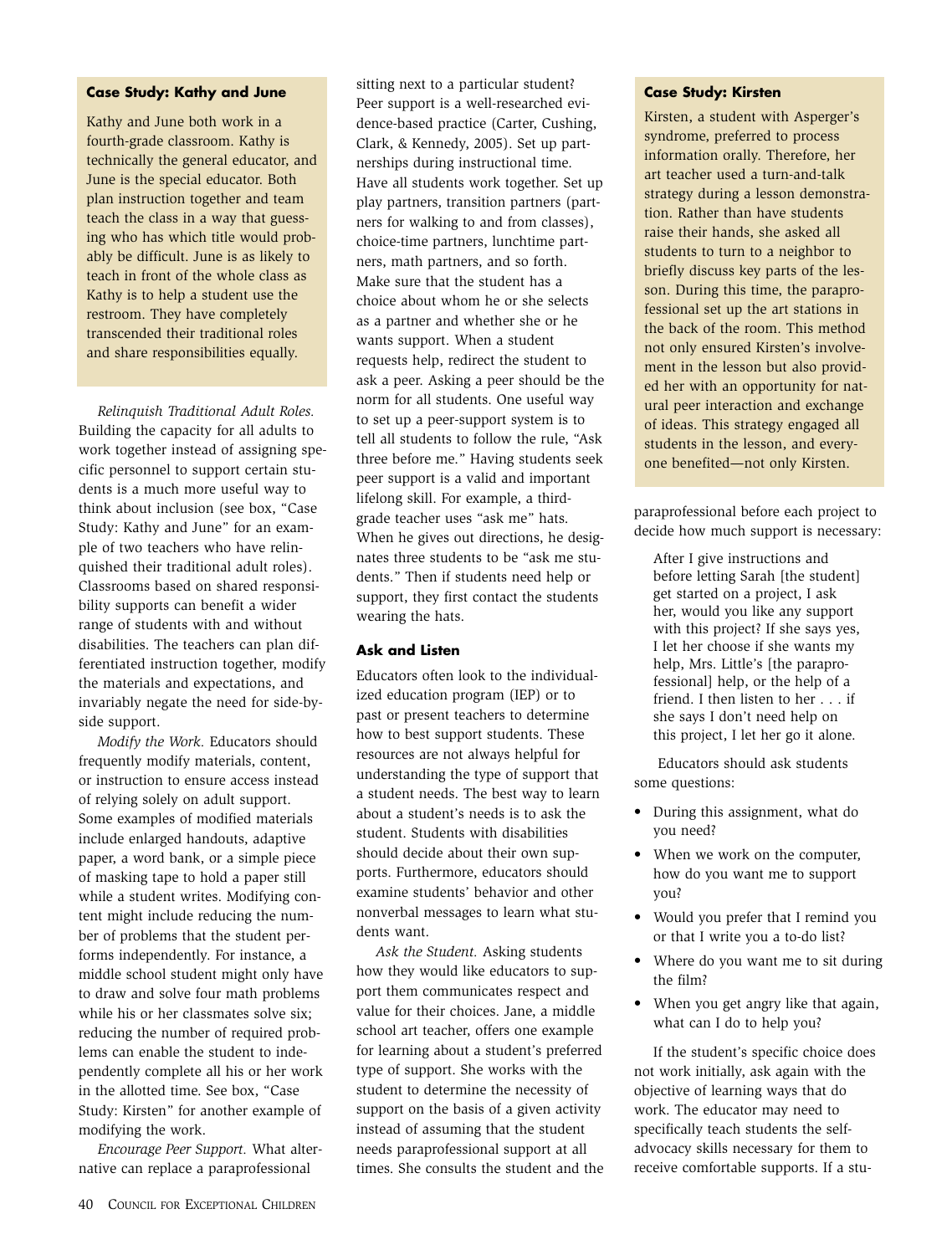### Case Study: Kathy and June

Kathy and June both work in a fourth-grade classroom. Kathy is technically the general educator, and June is the special educator. Both plan instruction together and team teach the class in a way that guessing who has which title would probably be difficult. June is as likely to teach in front of the whole class as Kathy is to help a student use the restroom. They have completely transcended their traditional roles and share responsibilities equally.

*Relinquish Traditional Adult Roles.* Building the capacity for all adults to work together instead of assigning specific personnel to support certain students is a much more useful way to think about inclusion (see box, "Case Study: Kathy and June" for an example of two teachers who have relinquished their traditional adult roles). Classrooms based on shared responsibility supports can benefit a wider range of students with and without disabilities. The teachers can plan differentiated instruction together, modify the materials and expectations, and invariably negate the need for side-by-side support.

*Modify the Work.* Educators should frequently modify materials, content, or instruction to ensure access instead of relying solely on adult support. Some examples of modified materials include enlarged handouts, adaptive paper, a word bank, or a simple piece of masking tape to hold a paper still while a student writes. Modifying content might include reducing the number of problems that the student performs independently. For instance, a middle school student might only have to draw and solve four math problems while his or her classmates solve six; reducing the number of required problems can enable the student to independently complete all his or her work in the allotted time. See box, "Case Study: Kirsten" for another example of modifying the work.

*Encourage Peer Support.* What alternative can replace a paraprofessional sitting next to a particular student? Peer support is a well-researched evidence-based practice (Carter, Cushing, Clark, & Kennedy, 2005). Set up partnerships during instructional time. Have all students work together. Set up play partners, transition partners (partners for walking to and from classes), choice-time partners, lunchtime partners, math partners, and so forth. Make sure that the student has a choice about whom he or she selects as a partner and whether she or he wants support. When a student requests help, redirect the student to ask a peer. Asking a peer should be the norm for all students. One useful way to set up a peer-support system is to tell all students to follow the rule, "Ask three before me." Having students seek peer support is a valid and important lifelong skill. For example, a third-grade teacher uses "ask me" hats. When he gives out directions, he designates three students to be "ask me students." Then if students need help or support, they first contact the students wearing the hats.

### Ask and Listen

Educators often look to the individualized education program (IEP) or to past or present teachers to determine how to best support students. These resources are not always helpful for understanding the type of support that a student needs. The best way to learn about a student's needs is to ask the student. Students with disabilities should decide about their own supports. Furthermore, educators should examine students' behavior and other nonverbal messages to learn what students want.

*Ask the Student.* Asking students how they would like educators to support them communicates respect and value for their choices. Jane, a middle school art teacher, offers one example for learning about a student's preferred type of support. She works with the student to determine the necessity of support on the basis of a given activity instead of assuming that the student needs paraprofessional support at all times. She consults the student and the paraprofessional before each project to decide how much support is necessary:

> After I give instructions and before letting Sarah [the student] get started on a project, I ask her, would you like any support with this project? If she says yes, I let her choose if she wants my help, Mrs. Little's [the paraprofessional] help, or the help of a friend. I then listen to her . . . if she says I don't need help on this project, I let her go it alone.

Educators should ask students some questions:

- During this assignment, what do you need?
- When we work on the computer, how do you want me to support you?
- Would you prefer that I remind you or that I write you a to-do list?
- Where do you want me to sit during the film?
- When you get angry like that again, what can I do to help you?

If the student's specific choice does not work initially, ask again with the objective of learning ways that do work. The educator may need to specifically teach students the self-advocacy skills necessary for them to receive comfortable supports. If a stu-

### Case Study: Kirsten

Kirsten, a student with Asperger's syndrome, preferred to process information orally. Therefore, her art teacher used a turn-and-talk strategy during a lesson demonstration. Rather than have students raise their hands, she asked all students to turn to a neighbor to briefly discuss key parts of the lesson. During this time, the paraprofessional set up the art stations in the back of the room. This method not only ensured Kirsten's involvement in the lesson but also provided her with an opportunity for natural peer interaction and exchange of ideas. This strategy engaged all students in the lesson, and everyone benefited—not only Kirsten.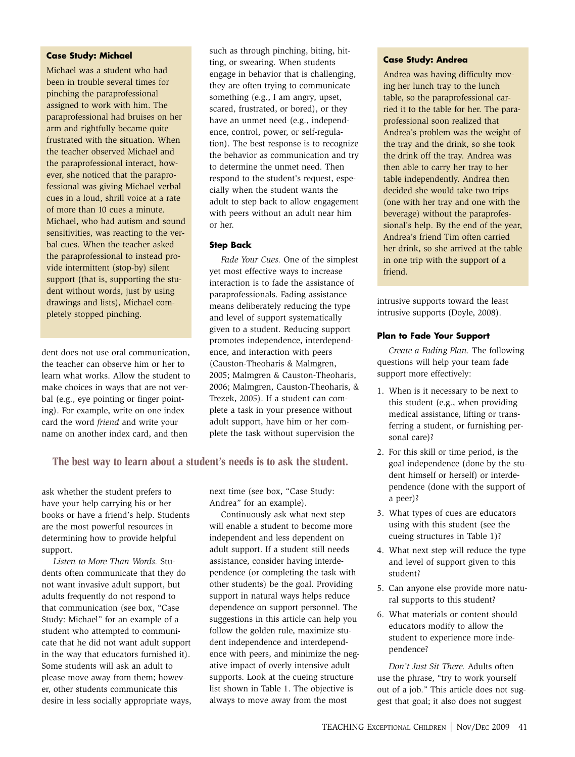**Case Study: Michael**

Michael was a student who had been in trouble several times for pinching the paraprofessional assigned to work with him. The paraprofessional had bruises on her arm and rightfully became quite frustrated with the situation. When the teacher observed Michael and the paraprofessional interact, however, she noticed that the paraprofessional was giving Michael verbal cues in a loud, shrill voice at a rate of more than 10 cues a minute. Michael, who had autism and sound sensitivities, was reacting to the verbal cues. When the teacher asked the paraprofessional to instead provide intermittent (stop-by) silent support (that is, supporting the student without words, just by using drawings and lists), Michael completely stopped pinching.

dent does not use oral communication, the teacher can observe him or her to learn what works. Allow the student to make choices in ways that are not verbal (e.g., eye pointing or finger pointing). For example, write on one index card the word *friend* and write your name on another index card, and then ask whether the student prefers to have your help carrying his or her books or have a friend's help. Students are the most powerful resources in determining how to provide helpful support.

*Listen to More Than Words.* Students often communicate that they do not want invasive adult support, but adults frequently do not respond to that communication (see box, "Case Study: Michael" for an example of a student who attempted to communicate that he did not want adult support in the way that educators furnished it). Some students will ask an adult to please move away from them; however, other students communicate this desire in less socially appropriate ways, such as through pinching, biting, hitting, or swearing. When students engage in behavior that is challenging, they are often trying to communicate something (e.g., I am angry, upset, scared, frustrated, or bored), or they have an unmet need (e.g., independence, control, power, or self-regulation). The best response is to recognize the behavior as communication and try to determine the unmet need. Then respond to the student's request, especially when the student wants the adult to step back to allow engagement with peers without an adult near him or her.

**The best way to learn about a student's needs is to ask the student.**

### Step Back

*Fade Your Cues.* One of the simplest yet most effective ways to increase interaction is to fade the assistance of paraprofessionals. Fading assistance means deliberately reducing the type and level of support systematically given to a student. Reducing support promotes independence, interdependence, and interaction with peers (Causton-Theoharis & Malmgren, 2005; Malmgren & Causton-Theoharis, 2006; Malmgren, Causton-Theoharis, & Trezek, 2005). If a student can complete a task in your presence without adult support, have him or her complete the task without supervision the next time (see box, "Case Study: Andrea" for an example).

Continuously ask what next step will enable a student to become more independent and less dependent on adult support. If a student still needs assistance, consider having interdependence (or completing the task with other students) be the goal. Providing support in natural ways helps reduce dependence on support personnel. The suggestions in this article can help you follow the golden rule, maximize student independence and interdependence with peers, and minimize the negative impact of overly intensive adult supports. Look at the cueing structure list shown in Table 1. The objective is always to move away from the most intrusive supports toward the least intrusive supports (Doyle, 2008).

**Case Study: Andrea**

Andrea was having difficulty moving her lunch tray to the lunch table, so the paraprofessional carried it to the table for her. The paraprofessional soon realized that Andrea's problem was the weight of the tray and the drink, so she took the drink off the tray. Andrea was then able to carry her tray to her table independently. Andrea then decided she would take two trips (one with her tray and one with the beverage) without the paraprofessional's help. By the end of the year, Andrea's friend Tim often carried her drink, so she arrived at the table in one trip with the support of a friend.

### Plan to Fade Your Support

*Create a Fading Plan.* The following questions will help your team fade support more effectively:

1. When is it necessary to be next to this student (e.g., when providing medical assistance, lifting or transferring a student, or furnishing personal care)?
2. For this skill or time period, is the goal independence (done by the student himself or herself) or interdependence (done with the support of a peer)?
3. What types of cues are educators using with this student (see the cueing structures in Table 1)?
4. What next step will reduce the type and level of support given to this student?
5. Can anyone else provide more natural supports to this student?
6. What materials or content should educators modify to allow the student to experience more independence?

*Don't Just Sit There.* Adults often use the phrase, "try to work yourself out of a job." This article does not suggest that goal; it also does not suggest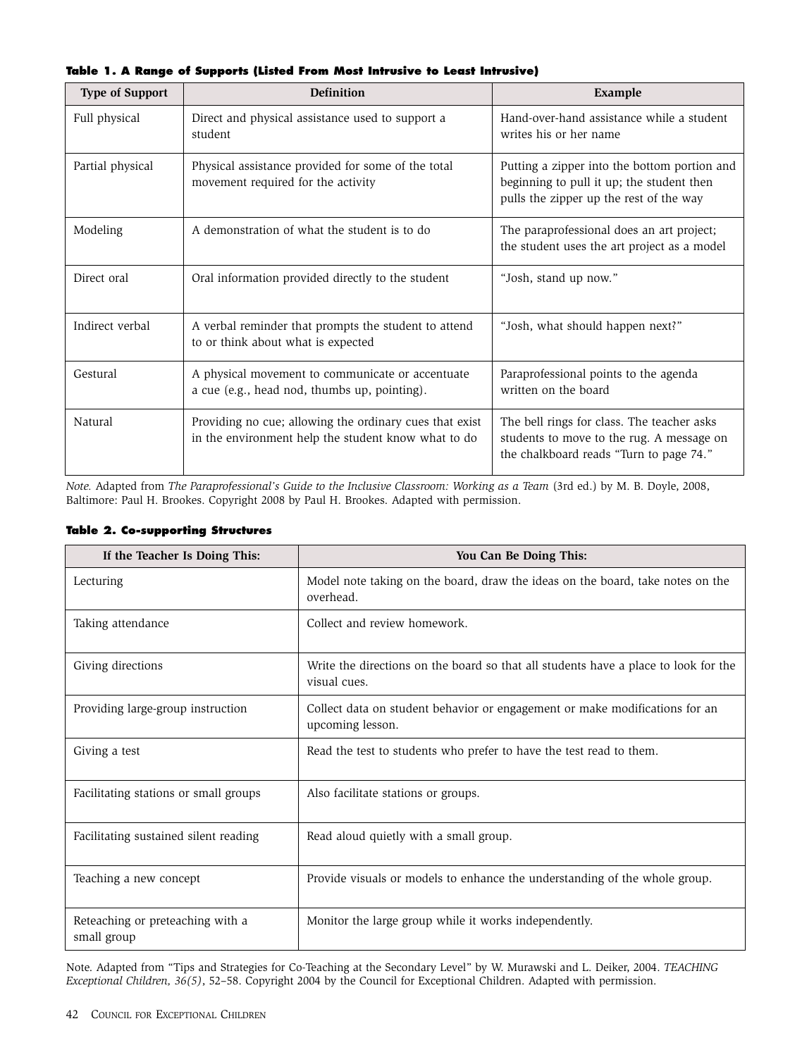**Table 1. A Range of Supports (Listed From Most Intrusive to Least Intrusive)**

| Type of Support | Definition | Example |
|---|---|---|
| Full physical | Direct and physical assistance used to support a student | Hand-over-hand assistance while a student writes his or her name |
| Partial physical | Physical assistance provided for some of the total movement required for the activity | Putting a zipper into the bottom portion and beginning to pull it up; the student then pulls the zipper up the rest of the way |
| Modeling | A demonstration of what the student is to do | The paraprofessional does an art project; the student uses the art project as a model |
| Direct oral | Oral information provided directly to the student | "Josh, stand up now." |
| Indirect verbal | A verbal reminder that prompts the student to attend to or think about what is expected | "Josh, what should happen next?" |
| Gestural | A physical movement to communicate or accentuate a cue (e.g., head nod, thumbs up, pointing). | Paraprofessional points to the agenda written on the board |
| Natural | Providing no cue; allowing the ordinary cues that exist in the environment help the student know what to do | The bell rings for class. The teacher asks students to move to the rug. A message on the chalkboard reads "Turn to page 74." |

*Note.* Adapted from *The Paraprofessional's Guide to the Inclusive Classroom: Working as a Team* (3rd ed.) by M. B. Doyle, 2008, Baltimore: Paul H. Brookes. Copyright 2008 by Paul H. Brookes. Adapted with permission.

**Table 2. Co-supporting Structures**

| If the Teacher Is Doing This: | You Can Be Doing This: |
|---|---|
| Lecturing | Model note taking on the board, draw the ideas on the board, take notes on the overhead. |
| Taking attendance | Collect and review homework. |
| Giving directions | Write the directions on the board so that all students have a place to look for the visual cues. |
| Providing large-group instruction | Collect data on student behavior or engagement or make modifications for an upcoming lesson. |
| Giving a test | Read the test to students who prefer to have the test read to them. |
| Facilitating stations or small groups | Also facilitate stations or groups. |
| Facilitating sustained silent reading | Read aloud quietly with a small group. |
| Teaching a new concept | Provide visuals or models to enhance the understanding of the whole group. |
| Reteaching or preteaching with a small group | Monitor the large group while it works independently. |

Note. Adapted from "Tips and Strategies for Co-Teaching at the Secondary Level" by W. Murawski and L. Deiker, 2004. *TEACHING Exceptional Children, 36(5)*, 52–58. Copyright 2004 by the Council for Exceptional Children. Adapted with permission.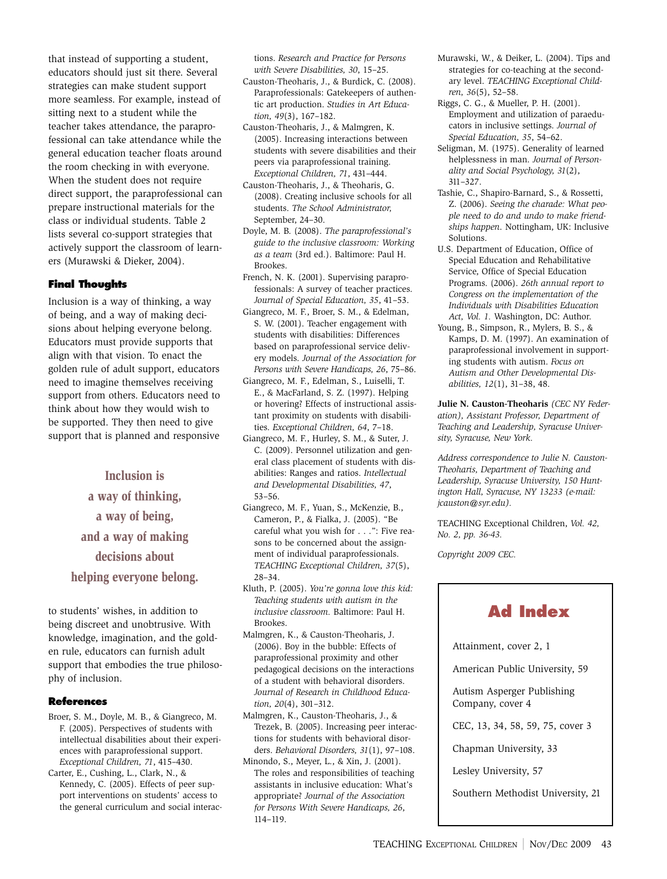that instead of supporting a student, educators should just sit there. Several strategies can make student support more seamless. For example, instead of sitting next to a student while the teacher takes attendance, the paraprofessional can take attendance while the general education teacher floats around the room checking in with everyone. When the student does not require direct support, the paraprofessional can prepare instructional materials for the class or individual students. Table 2 lists several co-support strategies that actively support the classroom of learners (Murawski & Dieker, 2004).

### Final Thoughts

Inclusion is a way of thinking, a way of being, and a way of making decisions about helping everyone belong. Educators must provide supports that align with that vision. To enact the golden rule of adult support, educators need to imagine themselves receiving support from others. Educators need to think about how they would wish to be supported. They then need to give support that is planned and responsive to students' wishes, in addition to being discreet and unobtrusive. With knowledge, imagination, and the golden rule, educators can furnish adult support that embodies the true philosophy of inclusion.

**Inclusion is a way of thinking, a way of being, and a way of making decisions about helping everyone belong.**

### References

Broer, S. M., Doyle, M. B., & Giangreco, M. F. (2005). Perspectives of students with intellectual disabilities about their experiences with paraprofessional support. *Exceptional Children, 71*, 415–430.

Carter, E., Cushing, L., Clark, N., & Kennedy, C. (2005). Effects of peer support interventions on students' access to the general curriculum and social interactions. *Research and Practice for Persons with Severe Disabilities, 30*, 15–25.

Causton-Theoharis, J., & Burdick, C. (2008). Paraprofessionals: Gatekeepers of authentic art production. *Studies in Art Education, 49*(3), 167–182.

Causton-Theoharis, J., & Malmgren, K. (2005). Increasing interactions between students with severe disabilities and their peers via paraprofessional training. *Exceptional Children, 71*, 431–444.

Causton-Theoharis, J., & Theoharis, G. (2008). Creating inclusive schools for all students. *The School Administrator,* September, 24–30.

Doyle, M. B. (2008). *The paraprofessional's guide to the inclusive classroom: Working as a team* (3rd ed.). Baltimore: Paul H. Brookes.

French, N. K. (2001). Supervising paraprofessionals: A survey of teacher practices. *Journal of Special Education, 35*, 41–53.

Giangreco, M. F., Broer, S. M., & Edelman, S. W. (2001). Teacher engagement with students with disabilities: Differences based on paraprofessional service delivery models. *Journal of the Association for Persons with Severe Handicaps, 26*, 75–86.

Giangreco, M. F., Edelman, S., Luiselli, T. E., & MacFarland, S. Z. (1997). Helping or hovering? Effects of instructional assistant proximity on students with disabilities. *Exceptional Children, 64*, 7–18.

Giangreco, M. F., Hurley, S. M., & Suter, J. C. (2009). Personnel utilization and general class placement of students with disabilities: Ranges and ratios. *Intellectual and Developmental Disabilities, 47*, 53–56.

Giangreco, M. F., Yuan, S., McKenzie, B., Cameron, P., & Fialka, J. (2005). "Be careful what you wish for . . .": Five reasons to be concerned about the assignment of individual paraprofessionals. *TEACHING Exceptional Children, 37*(5), 28–34.

Kluth, P. (2005). *You're gonna love this kid: Teaching students with autism in the inclusive classroom.* Baltimore: Paul H. Brookes.

Malmgren, K., & Causton-Theoharis, J. (2006). Boy in the bubble: Effects of paraprofessional proximity and other pedagogical decisions on the interactions of a student with behavioral disorders. *Journal of Research in Childhood Education, 20*(4), 301–312.

Malmgren, K., Causton-Theoharis, J., & Trezek, B. (2005). Increasing peer interactions for students with behavioral disorders. *Behavioral Disorders, 31*(1), 97–108.

Minondo, S., Meyer, L., & Xin, J. (2001). The roles and responsibilities of teaching assistants in inclusive education: What's appropriate? *Journal of the Association for Persons With Severe Handicaps, 26*, 114–119.

Murawski, W., & Deiker, L. (2004). Tips and strategies for co-teaching at the secondary level. *TEACHING Exceptional Children, 36*(5), 52–58.

Riggs, C. G., & Mueller, P. H. (2001). Employment and utilization of paraeducators in inclusive settings. *Journal of Special Education, 35*, 54–62.

Seligman, M. (1975). Generality of learned helplessness in man. *Journal of Personality and Social Psychology, 31*(2), 311–327.

Tashie, C., Shapiro-Barnard, S., & Rossetti, Z. (2006). *Seeing the charade: What people need to do and undo to make friendships happen.* Nottingham, UK: Inclusive Solutions.

U.S. Department of Education, Office of Special Education and Rehabilitative Service, Office of Special Education Programs. (2006). *26th annual report to Congress on the implementation of the Individuals with Disabilities Education Act, Vol. 1.* Washington, DC: Author.

Young, B., Simpson, R., Mylers, B. S., & Kamps, D. M. (1997). An examination of paraprofessional involvement in supporting students with autism. *Focus on Autism and Other Developmental Disabilities, 12*(1), 31–38, 48.

**Julie N. Causton-Theoharis** *(CEC NY Federation), Assistant Professor, Department of Teaching and Leadership, Syracuse University, Syracuse, New York.*

*Address correspondence to Julie N. Causton-Theoharis, Department of Teaching and Leadership, Syracuse University, 150 Huntington Hall, Syracuse, NY 13233 (e-mail: jcauston@syr.edu).*

TEACHING Exceptional Children, *Vol. 42, No. 2, pp. 36-43.*

*Copyright 2009 CEC.*

## Ad Index

Attainment, cover 2, 1

American Public University, 59

Autism Asperger Publishing Company, cover 4

CEC, 13, 34, 58, 59, 75, cover 3

Chapman University, 33

Lesley University, 57

Southern Methodist University, 21